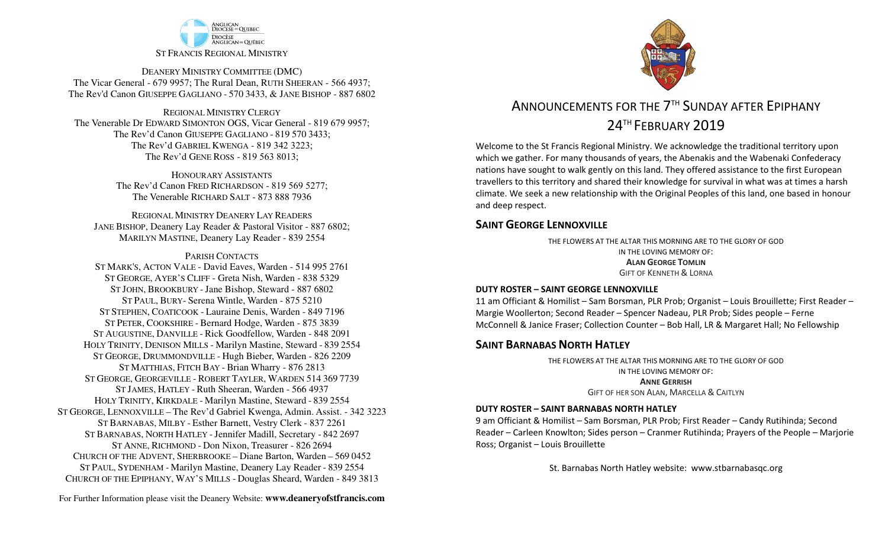ANGLICAN DIOCESE OF QUEBEC
DIOCÈSE ANGLICAN DE QUÉBEC

ST FRANCIS REGIONAL MINISTRY

DEANERY MINISTRY COMMITTEE (DMC)
The Vicar General - 679 9957; The Rural Dean, RUTH SHEERAN - 566 4937;
The Rev'd Canon GIUSEPPE GAGLIANO - 570 3433, & JANE BISHOP - 887 6802

REGIONAL MINISTRY CLERGY
The Venerable Dr EDWARD SIMONTON OGS, Vicar General - 819 679 9957;
The Rev'd Canon GIUSEPPE GAGLIANO - 819 570 3433;
The Rev'd GABRIEL KWENGA - 819 342 3223;
The Rev'd GENE ROSS - 819 563 8013;

HONOURARY ASSISTANTS
The Rev'd Canon FRED RICHARDSON - 819 569 5277;
The Venerable RICHARD SALT - 873 888 7936

REGIONAL MINISTRY DEANERY LAY READERS
JANE BISHOP, Deanery Lay Reader & Pastoral Visitor - 887 6802;
MARILYN MASTINE, Deanery Lay Reader - 839 2554

PARISH CONTACTS
ST MARK'S, ACTON VALE - David Eaves, Warden - 514 995 2761
ST GEORGE, AYER'S CLIFF - Greta Nish, Warden - 838 5329
ST JOHN, BROOKBURY - Jane Bishop, Steward - 887 6802
ST PAUL, BURY- Serena Wintle, Warden - 875 5210
ST STEPHEN, COATICOOK - Lauraine Denis, Warden - 849 7196
ST PETER, COOKSHIRE - Bernard Hodge, Warden - 875 3839
ST AUGUSTINE, DANVILLE - Rick Goodfellow, Warden - 848 2091
HOLY TRINITY, DENISON MILLS - Marilyn Mastine, Steward - 839 2554
ST GEORGE, DRUMMONDVILLE - Hugh Bieber, Warden - 826 2209
ST MATTHIAS, FITCH BAY - Brian Wharry - 876 2813
ST GEORGE, GEORGEVILLE - ROBERT TAYLER, WARDEN 514 369 7739
ST JAMES, HATLEY - Ruth Sheeran, Warden - 566 4937
HOLY TRINITY, KIRKDALE - Marilyn Mastine, Steward - 839 2554
ST GEORGE, LENNOXVILLE – The Rev'd Gabriel Kwenga, Admin. Assist. - 342 3223
ST BARNABAS, MILBY - Esther Barnett, Vestry Clerk - 837 2261
ST BARNABAS, NORTH HATLEY - Jennifer Madill, Secretary - 842 2697
ST ANNE, RICHMOND - Don Nixon, Treasurer - 826 2694
CHURCH OF THE ADVENT, SHERBROOKE – Diane Barton, Warden – 569 0452
ST PAUL, SYDENHAM - Marilyn Mastine, Deanery Lay Reader - 839 2554
CHURCH OF THE EPIPHANY, WAY'S MILLS - Douglas Sheard, Warden - 849 3813

For Further Information please visit the Deanery Website: **www.deaneryofstfrancis.com**

# ANNOUNCEMENTS FOR THE 7TH SUNDAY AFTER EPIPHANY
## 24TH FEBRUARY 2019

Welcome to the St Francis Regional Ministry. We acknowledge the traditional territory upon which we gather. For many thousands of years, the Abenakis and the Wabenaki Confederacy nations have sought to walk gently on this land. They offered assistance to the first European travellers to this territory and shared their knowledge for survival in what was at times a harsh climate. We seek a new relationship with the Original Peoples of this land, one based in honour and deep respect.

## SAINT GEORGE LENNOXVILLE

THE FLOWERS AT THE ALTAR THIS MORNING ARE TO THE GLORY OF GOD
IN THE LOVING MEMORY OF:
**ALAN GEORGE TOMLIN**
GIFT OF KENNETH & LORNA

**DUTY ROSTER – SAINT GEORGE LENNOXVILLE**

11 am Officiant & Homilist – Sam Borsman, PLR Prob; Organist – Louis Brouillette; First Reader – Margie Woollerton; Second Reader – Spencer Nadeau, PLR Prob; Sides people – Ferne McConnell & Janice Fraser; Collection Counter – Bob Hall, LR & Margaret Hall; No Fellowship

## SAINT BARNABAS NORTH HATLEY

THE FLOWERS AT THE ALTAR THIS MORNING ARE TO THE GLORY OF GOD
IN THE LOVING MEMORY OF:
**ANNE GERRISH**
GIFT OF HER SON ALAN, MARCELLA & CAITLYN

**DUTY ROSTER – SAINT BARNABAS NORTH HATLEY**

9 am Officiant & Homilist – Sam Borsman, PLR Prob; First Reader – Candy Rutihinda; Second Reader – Carleen Knowlton; Sides person – Cranmer Rutihinda; Prayers of the People – Marjorie Ross; Organist – Louis Brouillette

St. Barnabas North Hatley website: www.stbarnabasqc.org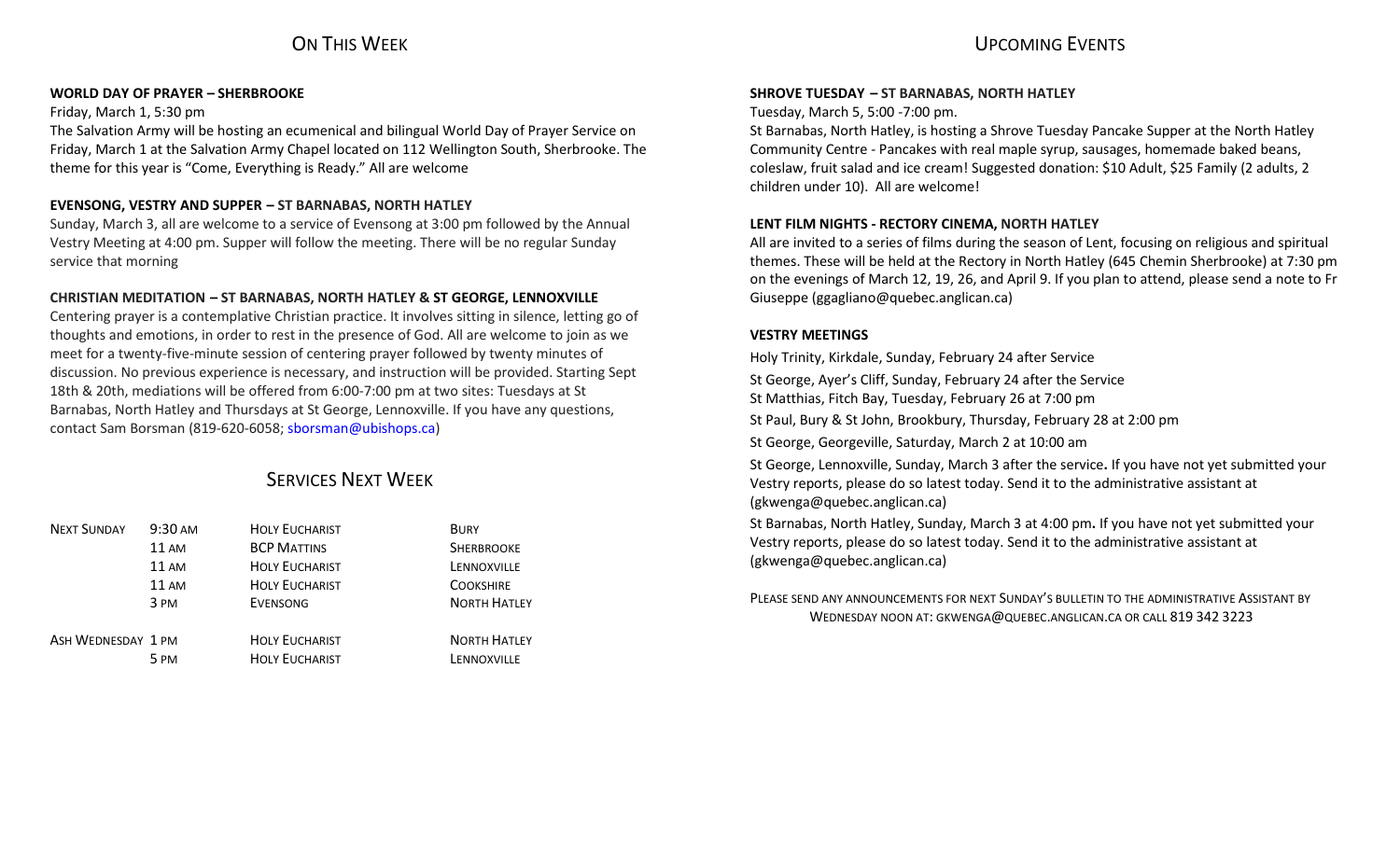## On This Week

**WORLD DAY OF PRAYER – SHERBROOKE**

Friday, March 1, 5:30 pm

The Salvation Army will be hosting an ecumenical and bilingual World Day of Prayer Service on Friday, March 1 at the Salvation Army Chapel located on 112 Wellington South, Sherbrooke. The theme for this year is "Come, Everything is Ready." All are welcome

**EVENSONG, VESTRY AND SUPPER – ST BARNABAS, NORTH HATLEY**

Sunday, March 3, all are welcome to a service of Evensong at 3:00 pm followed by the Annual Vestry Meeting at 4:00 pm. Supper will follow the meeting. There will be no regular Sunday service that morning

**CHRISTIAN MEDITATION – ST BARNABAS, NORTH HATLEY & ST GEORGE, LENNOXVILLE**

Centering prayer is a contemplative Christian practice. It involves sitting in silence, letting go of thoughts and emotions, in order to rest in the presence of God. All are welcome to join as we meet for a twenty-five-minute session of centering prayer followed by twenty minutes of discussion. No previous experience is necessary, and instruction will be provided. Starting Sept 18th & 20th, mediations will be offered from 6:00-7:00 pm at two sites: Tuesdays at St Barnabas, North Hatley and Thursdays at St George, Lennoxville. If you have any questions, contact Sam Borsman (819-620-6058; sborsman@ubishops.ca)

## Services Next Week

| | | | |
|---|---|---|---|
| Next Sunday | 9:30 am | Holy Eucharist | Bury |
| | 11 am | BCP Mattins | Sherbrooke |
| | 11 am | Holy Eucharist | Lennoxville |
| | 11 am | Holy Eucharist | Cookshire |
| | 3 pm | Evensong | North Hatley |
| Ash Wednesday | 1 pm | Holy Eucharist | North Hatley |
| | 5 pm | Holy Eucharist | Lennoxville |

## Upcoming Events

**SHROVE TUESDAY – ST BARNABAS, NORTH HATLEY**

Tuesday, March 5, 5:00 -7:00 pm.

St Barnabas, North Hatley, is hosting a Shrove Tuesday Pancake Supper at the North Hatley Community Centre - Pancakes with real maple syrup, sausages, homemade baked beans, coleslaw, fruit salad and ice cream! Suggested donation: $10 Adult, $25 Family (2 adults, 2 children under 10). All are welcome!

**LENT FILM NIGHTS - RECTORY CINEMA, NORTH HATLEY**

All are invited to a series of films during the season of Lent, focusing on religious and spiritual themes. These will be held at the Rectory in North Hatley (645 Chemin Sherbrooke) at 7:30 pm on the evenings of March 12, 19, 26, and April 9. If you plan to attend, please send a note to Fr Giuseppe (ggagliano@quebec.anglican.ca)

**VESTRY MEETINGS**

Holy Trinity, Kirkdale, Sunday, February 24 after Service

St George, Ayer's Cliff, Sunday, February 24 after the Service

St Matthias, Fitch Bay, Tuesday, February 26 at 7:00 pm

St Paul, Bury & St John, Brookbury, Thursday, February 28 at 2:00 pm

St George, Georgeville, Saturday, March 2 at 10:00 am

St George, Lennoxville, Sunday, March 3 after the service**.** If you have not yet submitted your Vestry reports, please do so latest today. Send it to the administrative assistant at (gkwenga@quebec.anglican.ca)

St Barnabas, North Hatley, Sunday, March 3 at 4:00 pm**.** If you have not yet submitted your Vestry reports, please do so latest today. Send it to the administrative assistant at (gkwenga@quebec.anglican.ca)

Please send any announcements for next Sunday's bulletin to the administrative Assistant by Wednesday noon at: gkwenga@quebec.anglican.ca or call 819 342 3223